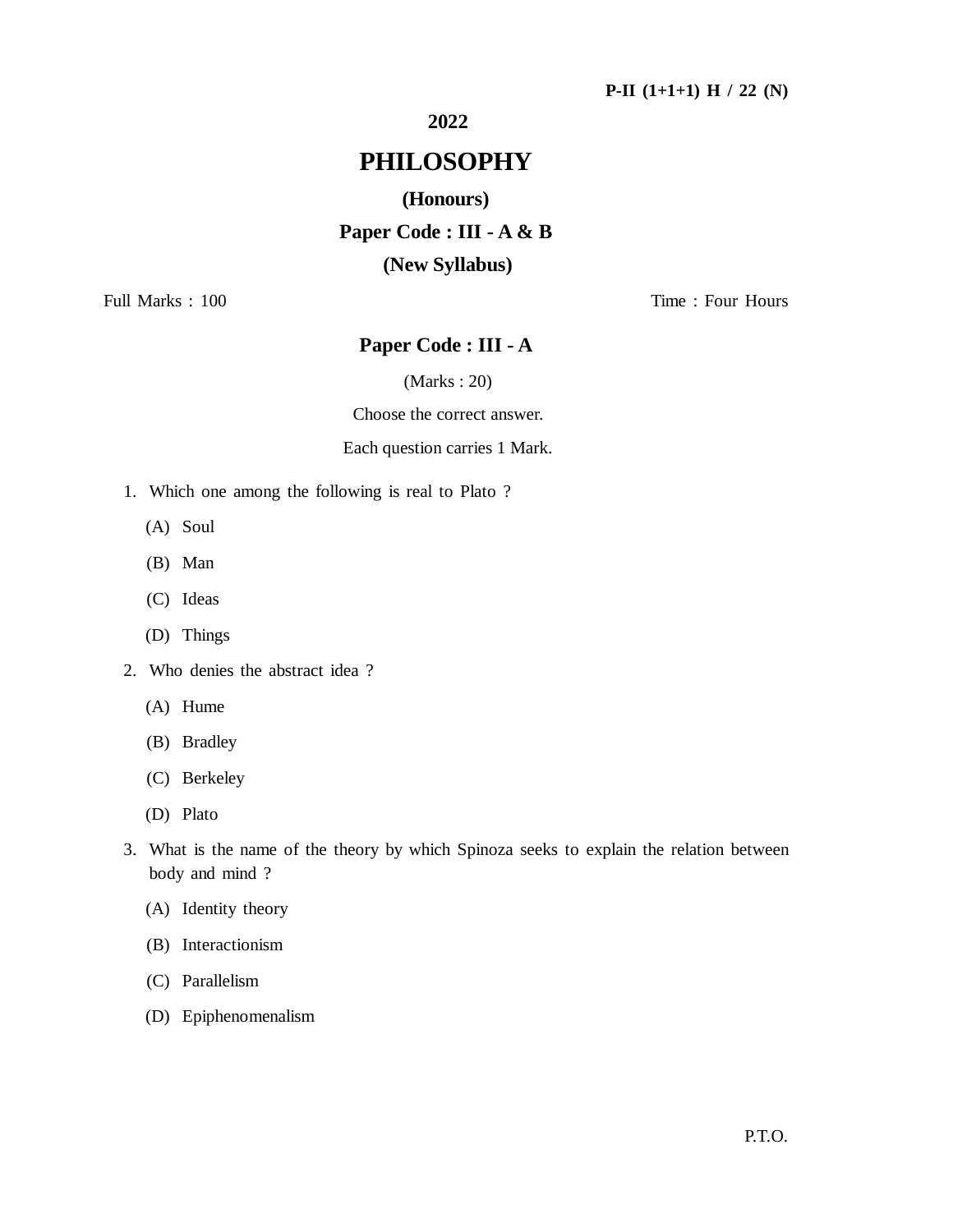P-II (1+1+1) H / 22 (N)

**2022**

# PHILOSOPHY

**(Honours)**

**Paper Code : III - A & B**

**(New Syllabus)**

Full Marks : 100 Time : Four Hours

## Paper Code : III - A

(Marks : 20)

Choose the correct answer.

Each question carries 1 Mark.

1. Which one among the following is real to Plato ?

   (A) Soul

   (B) Man

   (C) Ideas

   (D) Things

2. Who denies the abstract idea ?

   (A) Hume

   (B) Bradley

   (C) Berkeley

   (D) Plato

3. What is the name of the theory by which Spinoza seeks to explain the relation between body and mind ?

   (A) Identity theory

   (B) Interactionism

   (C) Parallelism

   (D) Epiphenomenalism

P.T.O.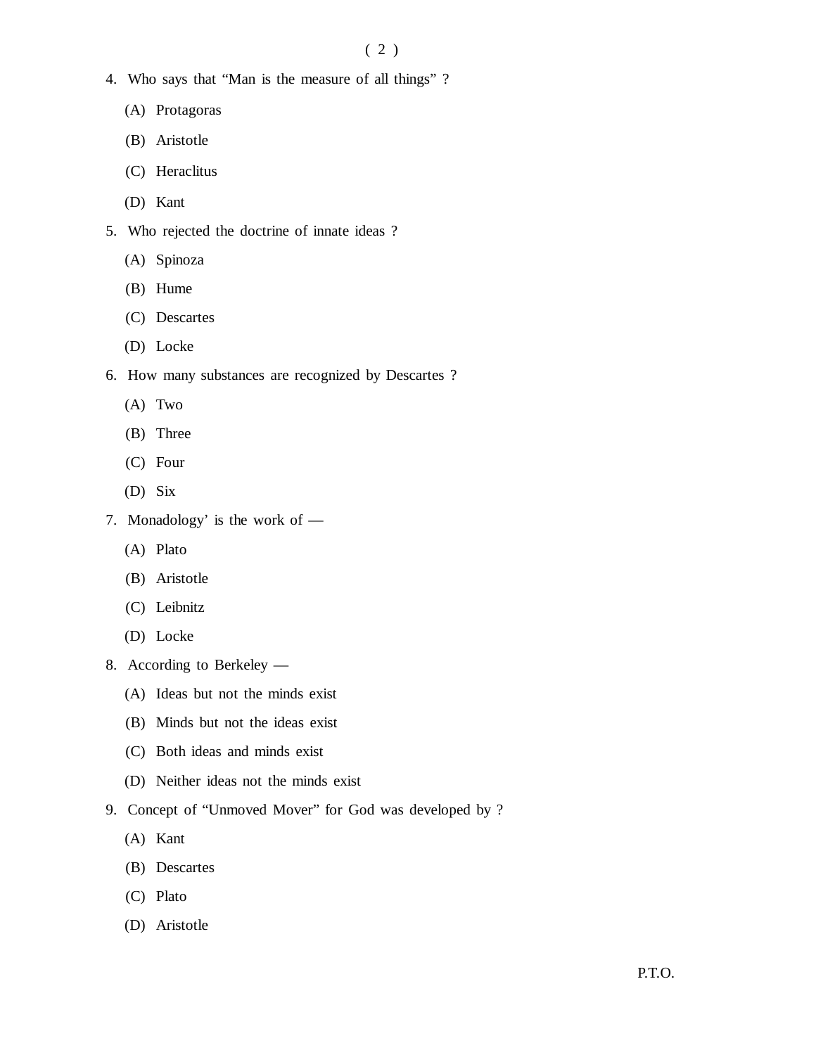4. Who says that "Man is the measure of all things" ?

   (A) Protagoras

   (B) Aristotle

   (C) Heraclitus

   (D) Kant

5. Who rejected the doctrine of innate ideas ?

   (A) Spinoza

   (B) Hume

   (C) Descartes

   (D) Locke

6. How many substances are recognized by Descartes ?

   (A) Two

   (B) Three

   (C) Four

   (D) Six

7. Monadology' is the work of —

   (A) Plato

   (B) Aristotle

   (C) Leibnitz

   (D) Locke

8. According to Berkeley —

   (A) Ideas but not the minds exist

   (B) Minds but not the ideas exist

   (C) Both ideas and minds exist

   (D) Neither ideas not the minds exist

9. Concept of "Unmoved Mover" for God was developed by ?

   (A) Kant

   (B) Descartes

   (C) Plato

   (D) Aristotle

P.T.O.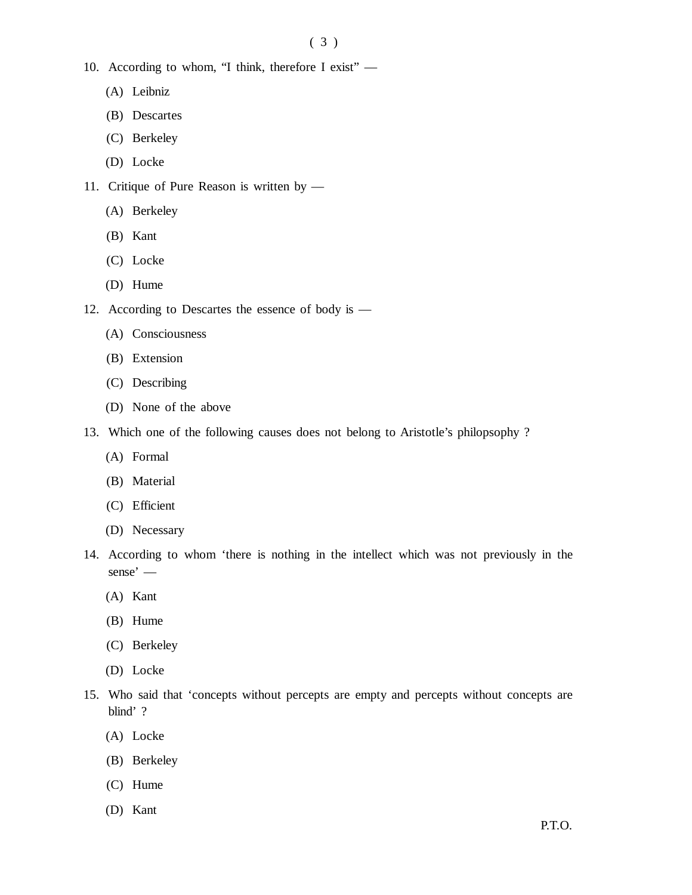10. According to whom, "I think, therefore I exist" —

    (A) Leibniz

    (B) Descartes

    (C) Berkeley

    (D) Locke

11. Critique of Pure Reason is written by —

    (A) Berkeley

    (B) Kant

    (C) Locke

    (D) Hume

12. According to Descartes the essence of body is —

    (A) Consciousness

    (B) Extension

    (C) Describing

    (D) None of the above

13. Which one of the following causes does not belong to Aristotle's philopsophy ?

    (A) Formal

    (B) Material

    (C) Efficient

    (D) Necessary

14. According to whom 'there is nothing in the intellect which was not previously in the sense' —

    (A) Kant

    (B) Hume

    (C) Berkeley

    (D) Locke

15. Who said that 'concepts without percepts are empty and percepts without concepts are blind' ?

    (A) Locke

    (B) Berkeley

    (C) Hume

    (D) Kant

P.T.O.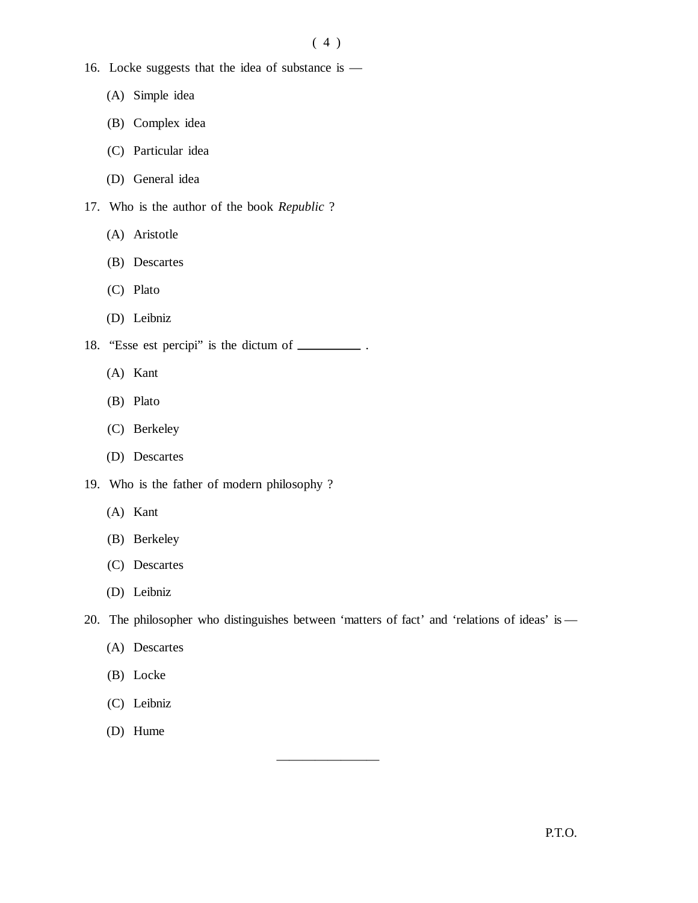16. Locke suggests that the idea of substance is —

    (A) Simple idea

    (B) Complex idea

    (C) Particular idea

    (D) General idea

17. Who is the author of the book *Republic* ?

    (A) Aristotle

    (B) Descartes

    (C) Plato

    (D) Leibniz

18. "Esse est percipi" is the dictum of __________ .

    (A) Kant

    (B) Plato

    (C) Berkeley

    (D) Descartes

19. Who is the father of modern philosophy ?

    (A) Kant

    (B) Berkeley

    (C) Descartes

    (D) Leibniz

20. The philosopher who distinguishes between 'matters of fact' and 'relations of ideas' is —

    (A) Descartes

    (B) Locke

    (C) Leibniz

    (D) Hume

P.T.O.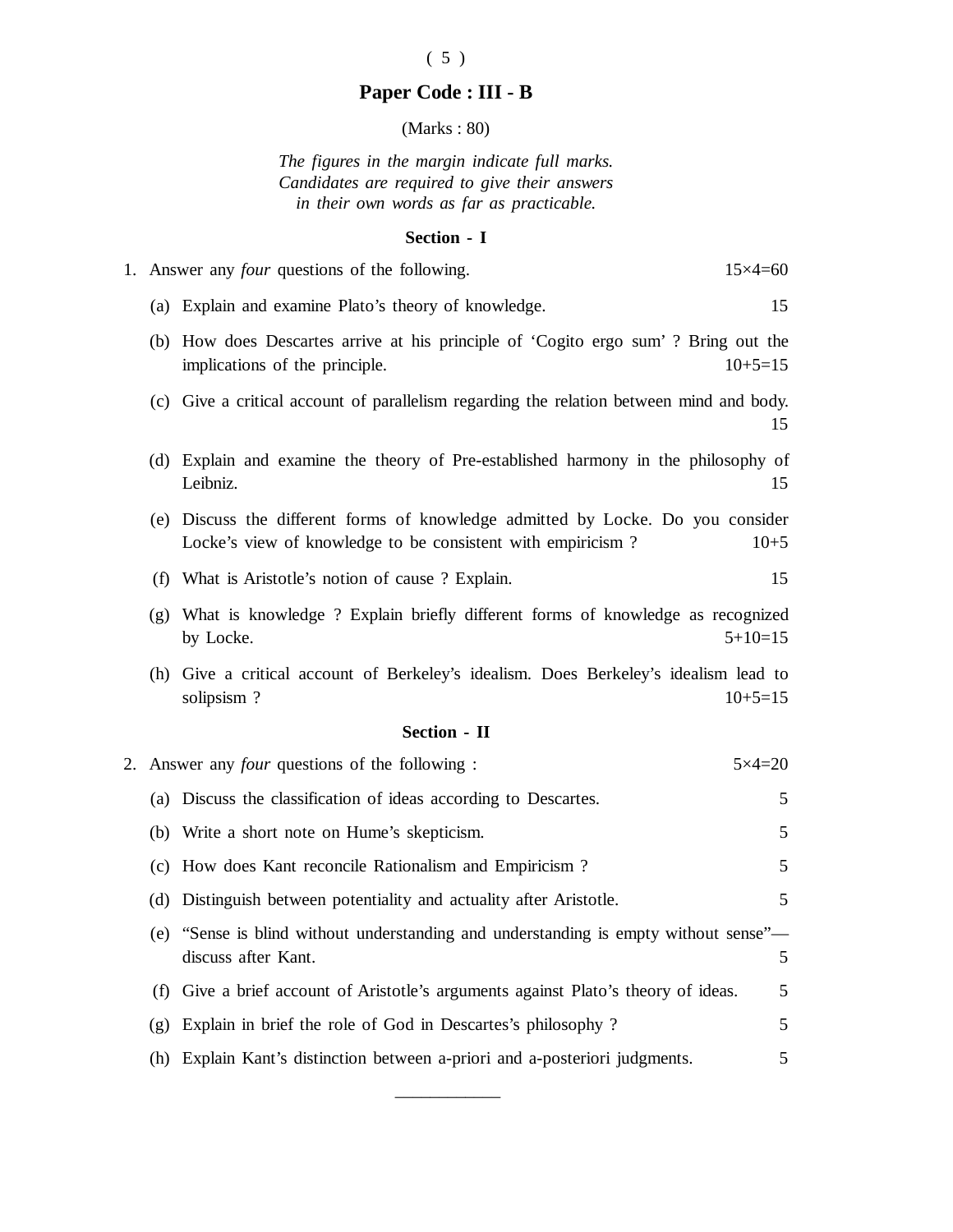## Paper Code : III - B

(Marks : 80)

*The figures in the margin indicate full marks.*
*Candidates are required to give their answers*
*in their own words as far as practicable.*

### Section - I

1. Answer any *four* questions of the following. 15×4=60

   (a) Explain and examine Plato's theory of knowledge. 15

   (b) How does Descartes arrive at his principle of 'Cogito ergo sum' ? Bring out the implications of the principle. 10+5=15

   (c) Give a critical account of parallelism regarding the relation between mind and body. 15

   (d) Explain and examine the theory of Pre-established harmony in the philosophy of Leibniz. 15

   (e) Discuss the different forms of knowledge admitted by Locke. Do you consider Locke's view of knowledge to be consistent with empiricism ? 10+5

   (f) What is Aristotle's notion of cause ? Explain. 15

   (g) What is knowledge ? Explain briefly different forms of knowledge as recognized by Locke. 5+10=15

   (h) Give a critical account of Berkeley's idealism. Does Berkeley's idealism lead to solipsism ? 10+5=15

### Section - II

2. Answer any *four* questions of the following : 5×4=20

   (a) Discuss the classification of ideas according to Descartes. 5

   (b) Write a short note on Hume's skepticism. 5

   (c) How does Kant reconcile Rationalism and Empiricism ? 5

   (d) Distinguish between potentiality and actuality after Aristotle. 5

   (e) "Sense is blind without understanding and understanding is empty without sense"— discuss after Kant. 5

   (f) Give a brief account of Aristotle's arguments against Plato's theory of ideas. 5

   (g) Explain in brief the role of God in Descartes's philosophy ? 5

   (h) Explain Kant's distinction between a-priori and a-posteriori judgments. 5